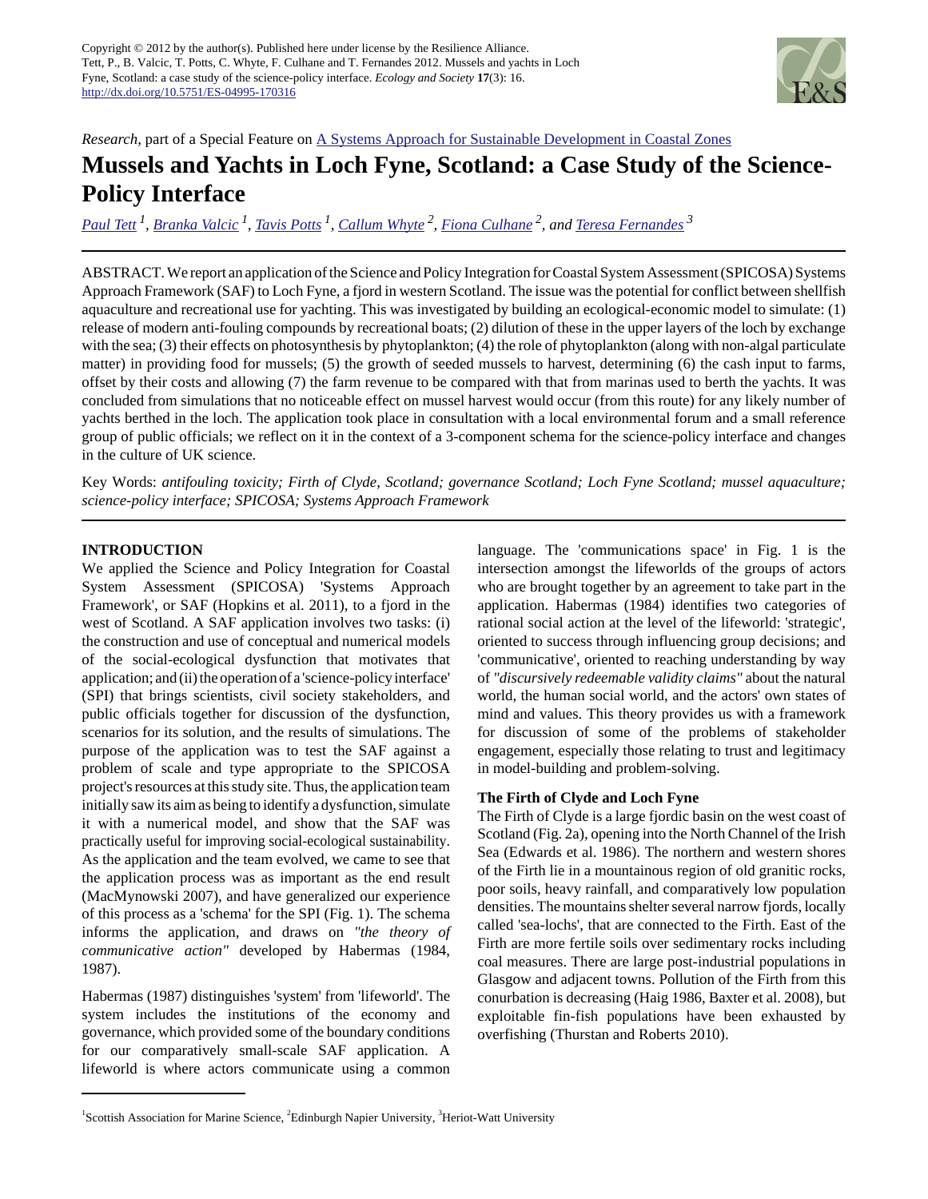Copyright © 2012 by the author(s). Published here under license by the Resilience Alliance.
Tett, P., B. Valcic, T. Potts, C. Whyte, F. Culhane and T. Fernandes 2012. Mussels and yachts in Loch Fyne, Scotland: a case study of the science-policy interface. *Ecology and Society* **17**(3): 16.
http://dx.doi.org/10.5751/ES-04995-170316

*Research*, part of a Special Feature on A Systems Approach for Sustainable Development in Coastal Zones

# Mussels and Yachts in Loch Fyne, Scotland: a Case Study of the Science-Policy Interface

Paul Tett [1], Branka Valcic [1], Tavis Potts [1], Callum Whyte [2], Fiona Culhane [2], and Teresa Fernandes [3]

ABSTRACT. We report an application of the Science and Policy Integration for Coastal System Assessment (SPICOSA) Systems Approach Framework (SAF) to Loch Fyne, a fjord in western Scotland. The issue was the potential for conflict between shellfish aquaculture and recreational use for yachting. This was investigated by building an ecological-economic model to simulate: (1) release of modern anti-fouling compounds by recreational boats; (2) dilution of these in the upper layers of the loch by exchange with the sea; (3) their effects on photosynthesis by phytoplankton; (4) the role of phytoplankton (along with non-algal particulate matter) in providing food for mussels; (5) the growth of seeded mussels to harvest, determining (6) the cash input to farms, offset by their costs and allowing (7) the farm revenue to be compared with that from marinas used to berth the yachts. It was concluded from simulations that no noticeable effect on mussel harvest would occur (from this route) for any likely number of yachts berthed in the loch. The application took place in consultation with a local environmental forum and a small reference group of public officials; we reflect on it in the context of a 3-component schema for the science-policy interface and changes in the culture of UK science.

Key Words: *antifouling toxicity; Firth of Clyde, Scotland; governance Scotland; Loch Fyne Scotland; mussel aquaculture; science-policy interface; SPICOSA; Systems Approach Framework*

## INTRODUCTION

We applied the Science and Policy Integration for Coastal System Assessment (SPICOSA) 'Systems Approach Framework', or SAF (Hopkins et al. 2011), to a fjord in the west of Scotland. A SAF application involves two tasks: (i) the construction and use of conceptual and numerical models of the social-ecological dysfunction that motivates that application; and (ii) the operation of a 'science-policy interface' (SPI) that brings scientists, civil society stakeholders, and public officials together for discussion of the dysfunction, scenarios for its solution, and the results of simulations. The purpose of the application was to test the SAF against a problem of scale and type appropriate to the SPICOSA project's resources at this study site. Thus, the application team initially saw its aim as being to identify a dysfunction, simulate it with a numerical model, and show that the SAF was practically useful for improving social-ecological sustainability. As the application and the team evolved, we came to see that the application process was as important as the end result (MacMynowski 2007), and have generalized our experience of this process as a 'schema' for the SPI (Fig. 1). The schema informs the application, and draws on *"the theory of communicative action"* developed by Habermas (1984, 1987).

Habermas (1987) distinguishes 'system' from 'lifeworld'. The system includes the institutions of the economy and governance, which provided some of the boundary conditions for our comparatively small-scale SAF application. A lifeworld is where actors communicate using a common language. The 'communications space' in Fig. 1 is the intersection amongst the lifeworlds of the groups of actors who are brought together by an agreement to take part in the application. Habermas (1984) identifies two categories of rational social action at the level of the lifeworld: 'strategic', oriented to success through influencing group decisions; and 'communicative', oriented to reaching understanding by way of *"discursively redeemable validity claims"* about the natural world, the human social world, and the actors' own states of mind and values. This theory provides us with a framework for discussion of some of the problems of stakeholder engagement, especially those relating to trust and legitimacy in model-building and problem-solving.

### The Firth of Clyde and Loch Fyne

The Firth of Clyde is a large fjordic basin on the west coast of Scotland (Fig. 2a), opening into the North Channel of the Irish Sea (Edwards et al. 1986). The northern and western shores of the Firth lie in a mountainous region of old granitic rocks, poor soils, heavy rainfall, and comparatively low population densities. The mountains shelter several narrow fjords, locally called 'sea-lochs', that are connected to the Firth. East of the Firth are more fertile soils over sedimentary rocks including coal measures. There are large post-industrial populations in Glasgow and adjacent towns. Pollution of the Firth from this conurbation is decreasing (Haig 1986, Baxter et al. 2008), but exploitable fin-fish populations have been exhausted by overfishing (Thurstan and Roberts 2010).

---

[1] Scottish Association for Marine Science, [2] Edinburgh Napier University, [3] Heriot-Watt University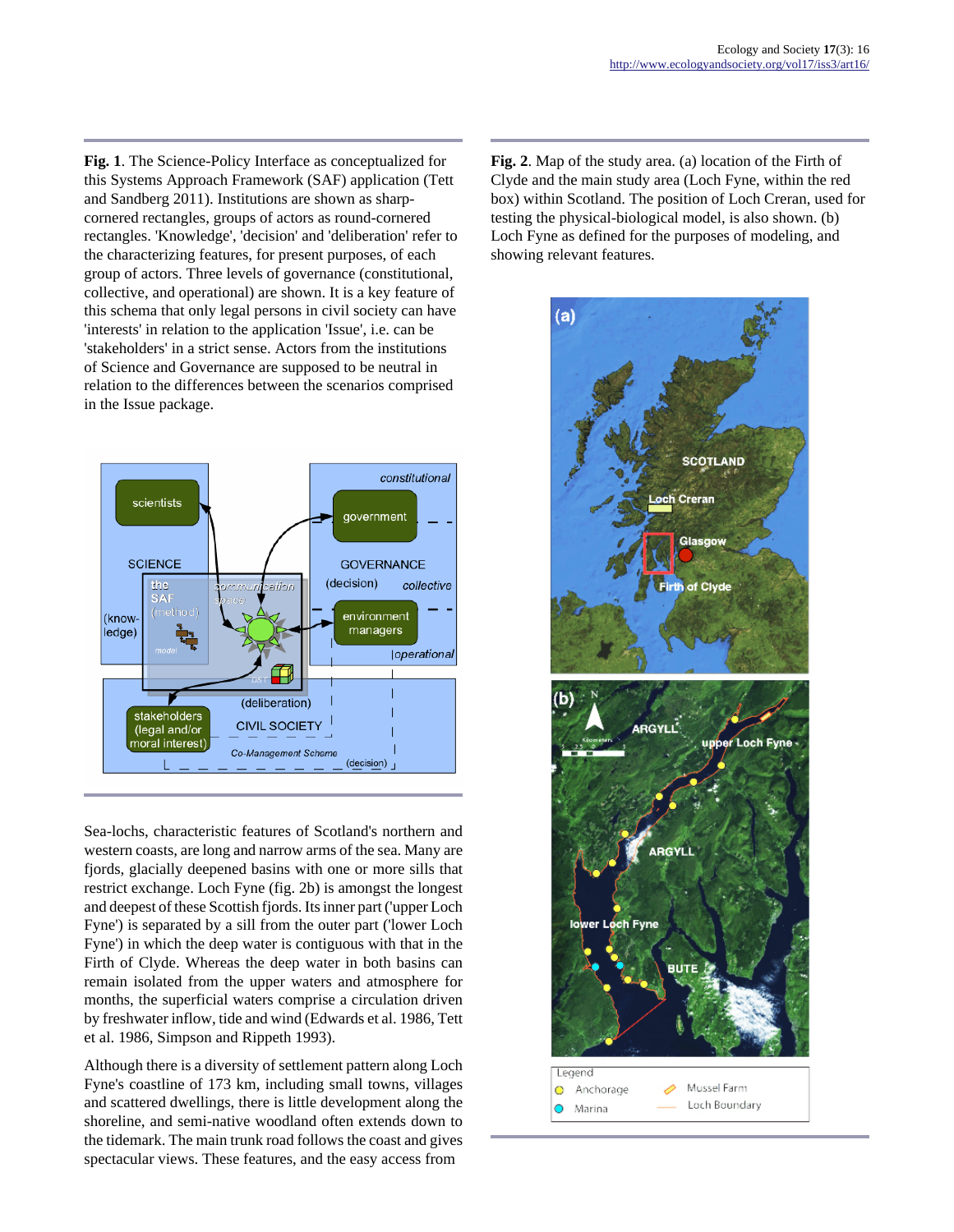**Fig. 1**. The Science-Policy Interface as conceptualized for this Systems Approach Framework (SAF) application (Tett and Sandberg 2011). Institutions are shown as sharp-cornered rectangles, groups of actors as round-cornered rectangles. 'Knowledge', 'decision' and 'deliberation' refer to the characterizing features, for present purposes, of each group of actors. Three levels of governance (constitutional, collective, and operational) are shown. It is a key feature of this schema that only legal persons in civil society can have 'interests' in relation to the application 'Issue', i.e. can be 'stakeholders' in a strict sense. Actors from the institutions of Science and Governance are supposed to be neutral in relation to the differences between the scenarios comprised in the Issue package.

Sea-lochs, characteristic features of Scotland's northern and western coasts, are long and narrow arms of the sea. Many are fjords, glacially deepened basins with one or more sills that restrict exchange. Loch Fyne (fig. 2b) is amongst the longest and deepest of these Scottish fjords. Its inner part ('upper Loch Fyne') is separated by a sill from the outer part ('lower Loch Fyne') in which the deep water is contiguous with that in the Firth of Clyde. Whereas the deep water in both basins can remain isolated from the upper waters and atmosphere for months, the superficial waters comprise a circulation driven by freshwater inflow, tide and wind (Edwards et al. 1986, Tett et al. 1986, Simpson and Rippeth 1993).

Although there is a diversity of settlement pattern along Loch Fyne's coastline of 173 km, including small towns, villages and scattered dwellings, there is little development along the shoreline, and semi-native woodland often extends down to the tidemark. The main trunk road follows the coast and gives spectacular views. These features, and the easy access from

**Fig. 2**. Map of the study area. (a) location of the Firth of Clyde and the main study area (Loch Fyne, within the red box) within Scotland. The position of Loch Creran, used for testing the physical-biological model, is also shown. (b) Loch Fyne as defined for the purposes of modeling, and showing relevant features.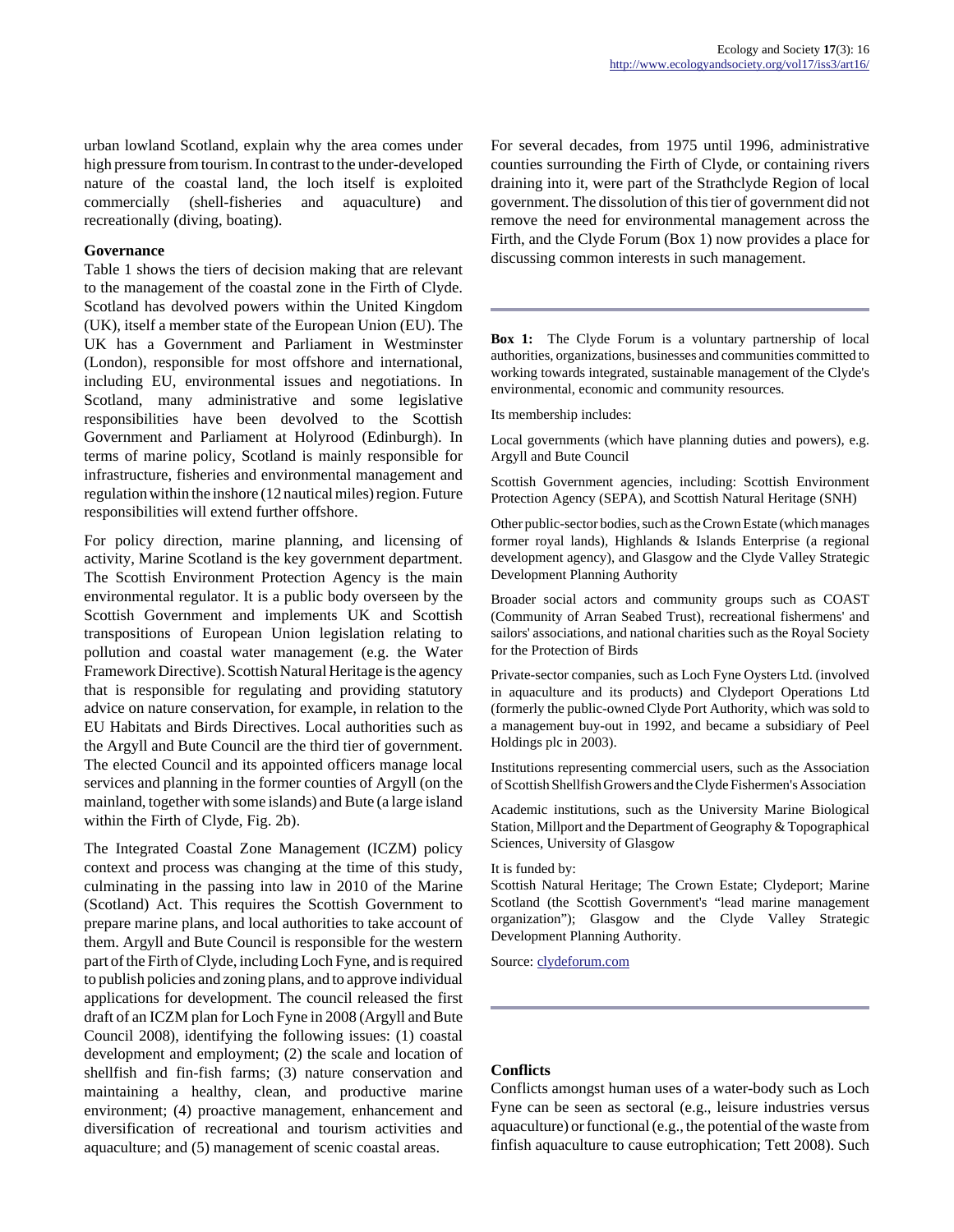urban lowland Scotland, explain why the area comes under high pressure from tourism. In contrast to the under-developed nature of the coastal land, the loch itself is exploited commercially (shell-fisheries and aquaculture) and recreationally (diving, boating).

### Governance

Table 1 shows the tiers of decision making that are relevant to the management of the coastal zone in the Firth of Clyde. Scotland has devolved powers within the United Kingdom (UK), itself a member state of the European Union (EU). The UK has a Government and Parliament in Westminster (London), responsible for most offshore and international, including EU, environmental issues and negotiations. In Scotland, many administrative and some legislative responsibilities have been devolved to the Scottish Government and Parliament at Holyrood (Edinburgh). In terms of marine policy, Scotland is mainly responsible for infrastructure, fisheries and environmental management and regulation within the inshore (12 nautical miles) region. Future responsibilities will extend further offshore.

For policy direction, marine planning, and licensing of activity, Marine Scotland is the key government department. The Scottish Environment Protection Agency is the main environmental regulator. It is a public body overseen by the Scottish Government and implements UK and Scottish transpositions of European Union legislation relating to pollution and coastal water management (e.g. the Water Framework Directive). Scottish Natural Heritage is the agency that is responsible for regulating and providing statutory advice on nature conservation, for example, in relation to the EU Habitats and Birds Directives. Local authorities such as the Argyll and Bute Council are the third tier of government. The elected Council and its appointed officers manage local services and planning in the former counties of Argyll (on the mainland, together with some islands) and Bute (a large island within the Firth of Clyde, Fig. 2b).

The Integrated Coastal Zone Management (ICZM) policy context and process was changing at the time of this study, culminating in the passing into law in 2010 of the Marine (Scotland) Act. This requires the Scottish Government to prepare marine plans, and local authorities to take account of them. Argyll and Bute Council is responsible for the western part of the Firth of Clyde, including Loch Fyne, and is required to publish policies and zoning plans, and to approve individual applications for development. The council released the first draft of an ICZM plan for Loch Fyne in 2008 (Argyll and Bute Council 2008), identifying the following issues: (1) coastal development and employment; (2) the scale and location of shellfish and fin-fish farms; (3) nature conservation and maintaining a healthy, clean, and productive marine environment; (4) proactive management, enhancement and diversification of recreational and tourism activities and aquaculture; and (5) management of scenic coastal areas.

For several decades, from 1975 until 1996, administrative counties surrounding the Firth of Clyde, or containing rivers draining into it, were part of the Strathclyde Region of local government. The dissolution of this tier of government did not remove the need for environmental management across the Firth, and the Clyde Forum (Box 1) now provides a place for discussing common interests in such management.

---

**Box 1:** The Clyde Forum is a voluntary partnership of local authorities, organizations, businesses and communities committed to working towards integrated, sustainable management of the Clyde's environmental, economic and community resources.

Its membership includes:

Local governments (which have planning duties and powers), e.g. Argyll and Bute Council

Scottish Government agencies, including: Scottish Environment Protection Agency (SEPA), and Scottish Natural Heritage (SNH)

Other public-sector bodies, such as the Crown Estate (which manages former royal lands), Highlands & Islands Enterprise (a regional development agency), and Glasgow and the Clyde Valley Strategic Development Planning Authority

Broader social actors and community groups such as COAST (Community of Arran Seabed Trust), recreational fishermens' and sailors' associations, and national charities such as the Royal Society for the Protection of Birds

Private-sector companies, such as Loch Fyne Oysters Ltd. (involved in aquaculture and its products) and Clydeport Operations Ltd (formerly the public-owned Clyde Port Authority, which was sold to a management buy-out in 1992, and became a subsidiary of Peel Holdings plc in 2003).

Institutions representing commercial users, such as the Association of Scottish Shellfish Growers and the Clyde Fishermen's Association

Academic institutions, such as the University Marine Biological Station, Millport and the Department of Geography & Topographical Sciences, University of Glasgow

It is funded by:
Scottish Natural Heritage; The Crown Estate; Clydeport; Marine Scotland (the Scottish Government's "lead marine management organization"); Glasgow and the Clyde Valley Strategic Development Planning Authority.

Source: clydeforum.com

---

### Conflicts

Conflicts amongst human uses of a water-body such as Loch Fyne can be seen as sectoral (e.g., leisure industries versus aquaculture) or functional (e.g., the potential of the waste from finfish aquaculture to cause eutrophication; Tett 2008). Such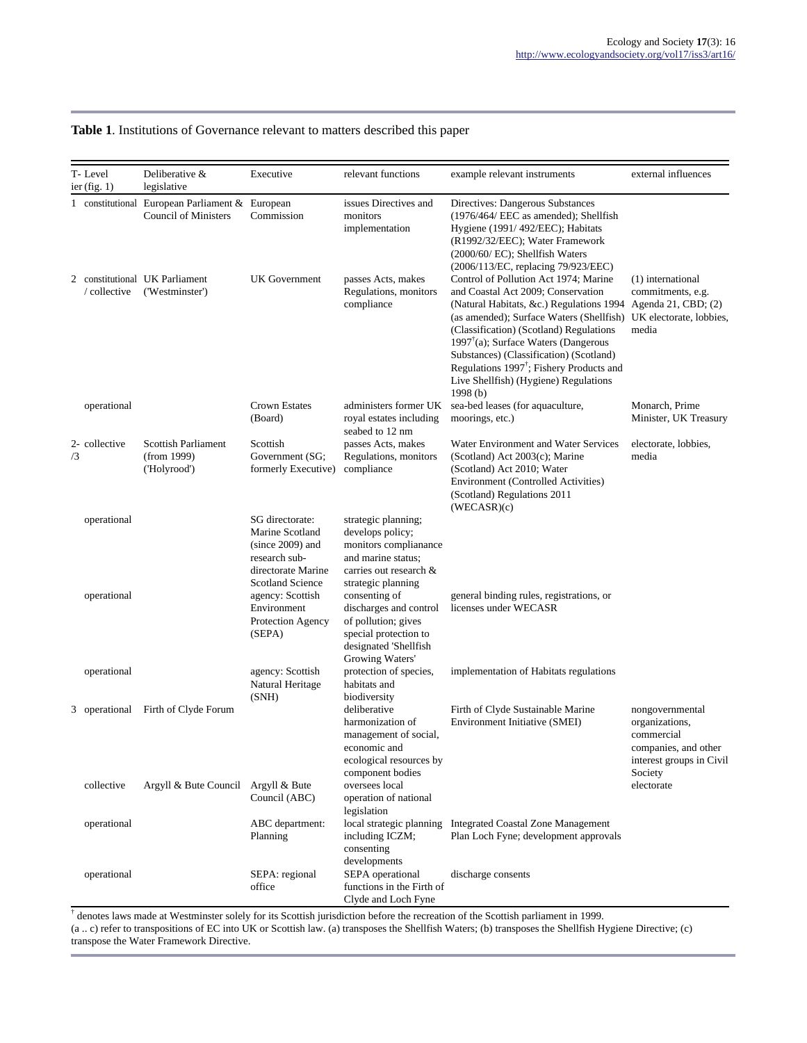**Table 1**. Institutions of Governance relevant to matters described this paper

| Tier | Level (fig. 1) | Deliberative & legislative | Executive | relevant functions | example relevant instruments | external influences |
|---|---|---|---|---|---|---|
| 1 | constitutional | European Parliament & Council of Ministers | European Commission | issues Directives and monitors implementation | Directives: Dangerous Substances (1976/464/ EEC as amended); Shellfish Hygiene (1991/ 492/EEC); Habitats (R1992/32/EEC); Water Framework (2000/60/ EC); Shellfish Waters (2006/113/EC, replacing 79/923/EEC) | |
| 2 | constitutional / collective | UK Parliament ('Westminster') | UK Government | passes Acts, makes Regulations, monitors compliance | Control of Pollution Act 1974; Marine and Coastal Act 2009; Conservation (Natural Habitats, &c.) Regulations 1994 (as amended); Surface Waters (Shellfish) (Classification) (Scotland) Regulations 1997[†](a); Surface Waters (Dangerous Substances) (Classification) (Scotland) Regulations 1997[†]; Fishery Products and Live Shellfish) (Hygiene) Regulations 1998 (b) | (1) international commitments, e.g. Agenda 21, CBD; (2) UK electorate, lobbies, media |
| | operational | | Crown Estates (Board) | administers former UK royal estates including seabed to 12 nm | sea-bed leases (for aquaculture, moorings, etc.) | Monarch, Prime Minister, UK Treasury |
| 2-/3 | collective | Scottish Parliament (from 1999) ('Holyrood') | Scottish Government (SG; formerly Executive) | passes Acts, makes Regulations, monitors compliance | Water Environment and Water Services (Scotland) Act 2003(c); Marine (Scotland) Act 2010; Water Environment (Controlled Activities) (Scotland) Regulations 2011 (WECASR)(c) | electorate, lobbies, media |
| | operational | | SG directorate: Marine Scotland (since 2009) and research sub-directorate Marine Scotland Science | strategic planning; develops policy; monitors complianance and marine status; carries out research & strategic planning | | |
| | operational | | agency: Scottish Environment Protection Agency (SEPA) | consenting of discharges and control of pollution; gives special protection to designated 'Shellfish Growing Waters' | general binding rules, registrations, or licenses under WECASR | |
| | operational | | agency: Scottish Natural Heritage (SNH) | protection of species, habitats and biodiversity | implementation of Habitats regulations | |
| 3 | operational | Firth of Clyde Forum | | deliberative harmonization of management of social, economic and ecological resources by component bodies | Firth of Clyde Sustainable Marine Environment Initiative (SMEI) | nongovernmental organizations, commercial companies, and other interest groups in Civil Society |
| | collective | Argyll & Bute Council | Argyll & Bute Council (ABC) | oversees local operation of national legislation | | electorate |
| | operational | | ABC department: Planning | local strategic planning including ICZM; consenting developments | Integrated Coastal Zone Management Plan Loch Fyne; development approvals | |
| | operational | | SEPA: regional office | SEPA operational functions in the Firth of Clyde and Loch Fyne | discharge consents | |

[†] denotes laws made at Westminster solely for its Scottish jurisdiction before the recreation of the Scottish parliament in 1999.
(a .. c) refer to transpositions of EC into UK or Scottish law. (a) transposes the Shellfish Waters; (b) transposes the Shellfish Hygiene Directive; (c) transpose the Water Framework Directive.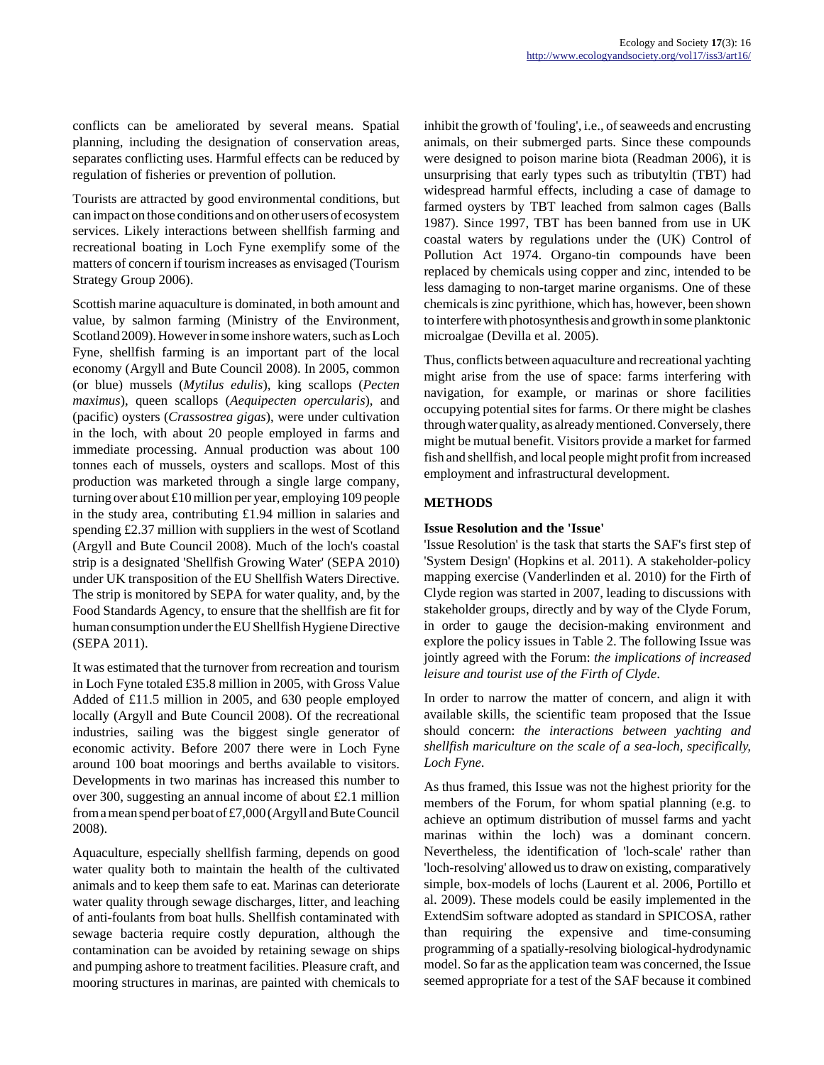conflicts can be ameliorated by several means. Spatial planning, including the designation of conservation areas, separates conflicting uses. Harmful effects can be reduced by regulation of fisheries or prevention of pollution.

Tourists are attracted by good environmental conditions, but can impact on those conditions and on other users of ecosystem services. Likely interactions between shellfish farming and recreational boating in Loch Fyne exemplify some of the matters of concern if tourism increases as envisaged (Tourism Strategy Group 2006).

Scottish marine aquaculture is dominated, in both amount and value, by salmon farming (Ministry of the Environment, Scotland 2009). However in some inshore waters, such as Loch Fyne, shellfish farming is an important part of the local economy (Argyll and Bute Council 2008). In 2005, common (or blue) mussels (*Mytilus edulis*), king scallops (*Pecten maximus*), queen scallops (*Aequipecten opercularis*), and (pacific) oysters (*Crassostrea gigas*), were under cultivation in the loch, with about 20 people employed in farms and immediate processing. Annual production was about 100 tonnes each of mussels, oysters and scallops. Most of this production was marketed through a single large company, turning over about £10 million per year, employing 109 people in the study area, contributing £1.94 million in salaries and spending £2.37 million with suppliers in the west of Scotland (Argyll and Bute Council 2008). Much of the loch's coastal strip is a designated 'Shellfish Growing Water' (SEPA 2010) under UK transposition of the EU Shellfish Waters Directive. The strip is monitored by SEPA for water quality, and, by the Food Standards Agency, to ensure that the shellfish are fit for human consumption under the EU Shellfish Hygiene Directive (SEPA 2011).

It was estimated that the turnover from recreation and tourism in Loch Fyne totaled £35.8 million in 2005, with Gross Value Added of £11.5 million in 2005, and 630 people employed locally (Argyll and Bute Council 2008). Of the recreational industries, sailing was the biggest single generator of economic activity. Before 2007 there were in Loch Fyne around 100 boat moorings and berths available to visitors. Developments in two marinas has increased this number to over 300, suggesting an annual income of about £2.1 million from a mean spend per boat of £7,000 (Argyll and Bute Council 2008).

Aquaculture, especially shellfish farming, depends on good water quality both to maintain the health of the cultivated animals and to keep them safe to eat. Marinas can deteriorate water quality through sewage discharges, litter, and leaching of anti-foulants from boat hulls. Shellfish contaminated with sewage bacteria require costly depuration, although the contamination can be avoided by retaining sewage on ships and pumping ashore to treatment facilities. Pleasure craft, and mooring structures in marinas, are painted with chemicals to inhibit the growth of 'fouling', i.e., of seaweeds and encrusting animals, on their submerged parts. Since these compounds were designed to poison marine biota (Readman 2006), it is unsurprising that early types such as tributyltin (TBT) had widespread harmful effects, including a case of damage to farmed oysters by TBT leached from salmon cages (Balls 1987). Since 1997, TBT has been banned from use in UK coastal waters by regulations under the (UK) Control of Pollution Act 1974. Organo-tin compounds have been replaced by chemicals using copper and zinc, intended to be less damaging to non-target marine organisms. One of these chemicals is zinc pyrithione, which has, however, been shown to interfere with photosynthesis and growth in some planktonic microalgae (Devilla et al. 2005).

Thus, conflicts between aquaculture and recreational yachting might arise from the use of space: farms interfering with navigation, for example, or marinas or shore facilities occupying potential sites for farms. Or there might be clashes through water quality, as already mentioned. Conversely, there might be mutual benefit. Visitors provide a market for farmed fish and shellfish, and local people might profit from increased employment and infrastructural development.

## METHODS

### Issue Resolution and the 'Issue'

'Issue Resolution' is the task that starts the SAF's first step of 'System Design' (Hopkins et al. 2011). A stakeholder-policy mapping exercise (Vanderlinden et al. 2010) for the Firth of Clyde region was started in 2007, leading to discussions with stakeholder groups, directly and by way of the Clyde Forum, in order to gauge the decision-making environment and explore the policy issues in Table 2. The following Issue was jointly agreed with the Forum: *the implications of increased leisure and tourist use of the Firth of Clyde*.

In order to narrow the matter of concern, and align it with available skills, the scientific team proposed that the Issue should concern: *the interactions between yachting and shellfish mariculture on the scale of a sea-loch, specifically, Loch Fyne*.

As thus framed, this Issue was not the highest priority for the members of the Forum, for whom spatial planning (e.g. to achieve an optimum distribution of mussel farms and yacht marinas within the loch) was a dominant concern. Nevertheless, the identification of 'loch-scale' rather than 'loch-resolving' allowed us to draw on existing, comparatively simple, box-models of lochs (Laurent et al. 2006, Portillo et al. 2009). These models could be easily implemented in the ExtendSim software adopted as standard in SPICOSA, rather than requiring the expensive and time-consuming programming of a spatially-resolving biological-hydrodynamic model. So far as the application team was concerned, the Issue seemed appropriate for a test of the SAF because it combined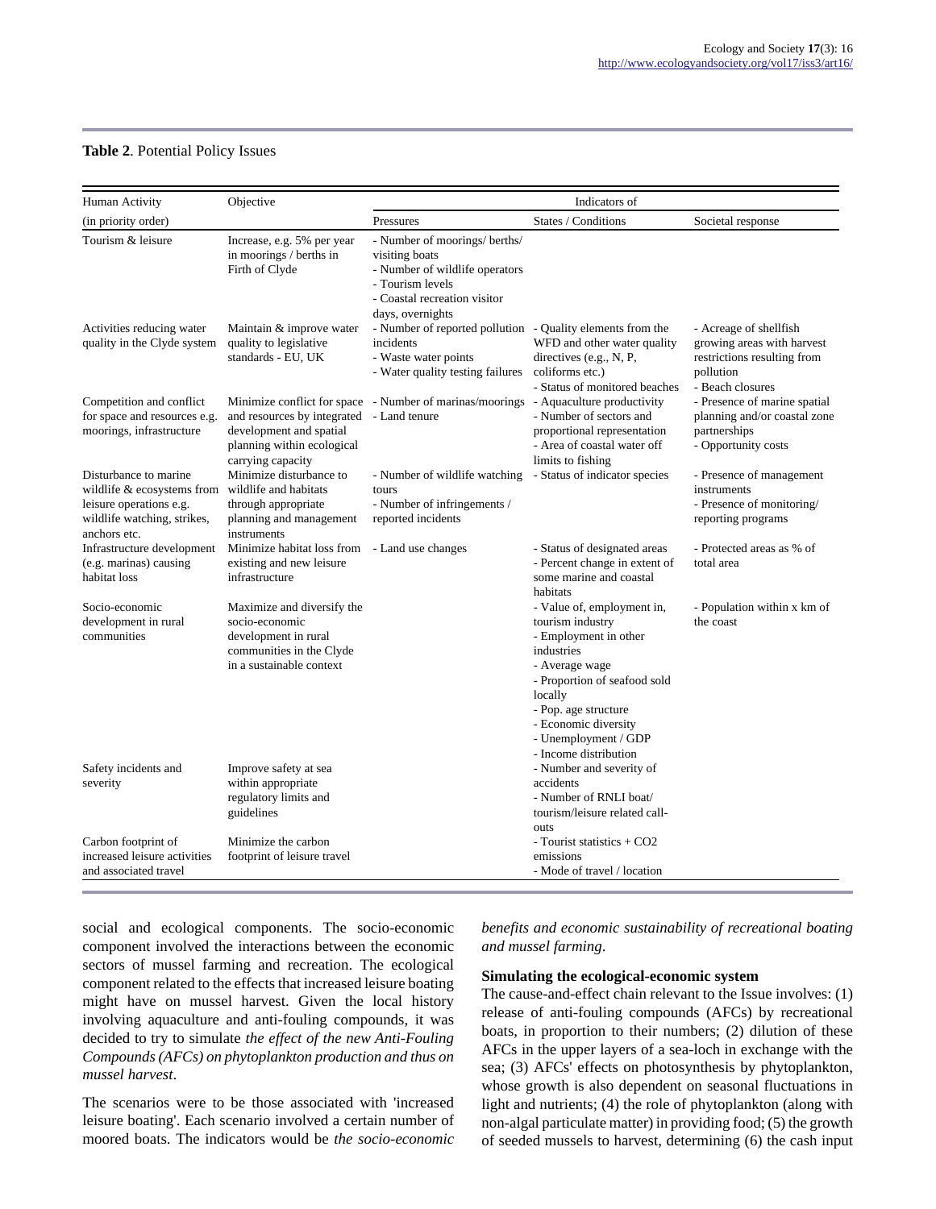**Table 2**. Potential Policy Issues

| Human Activity (in priority order) | Objective | Indicators of Pressures | Indicators of States / Conditions | Indicators of Societal response |
|---|---|---|---|---|
| Tourism & leisure | Increase, e.g. 5% per year in moorings / berths in Firth of Clyde | - Number of moorings/ berths/ visiting boats<br>- Number of wildlife operators<br>- Tourism levels<br>- Coastal recreation visitor days, overnights | | |
| Activities reducing water quality in the Clyde system | Maintain & improve water quality to legislative standards - EU, UK | - Number of reported pollution incidents<br>- Waste water points<br>- Water quality testing failures | - Quality elements from the WFD and other water quality directives (e.g., N, P, coliforms etc.)<br>- Status of monitored beaches | - Acreage of shellfish growing areas with harvest restrictions resulting from pollution<br>- Beach closures |
| Competition and conflict for space and resources e.g. moorings, infrastructure | Minimize conflict for space and resources by integrated development and spatial planning within ecological carrying capacity | - Number of marinas/moorings<br>- Land tenure | - Aquaculture productivity<br>- Number of sectors and proportional representation<br>- Area of coastal water off limits to fishing | - Presence of marine spatial planning and/or coastal zone partnerships<br>- Opportunity costs |
| Disturbance to marine wildlife & ecosystems from leisure operations e.g. wildlife watching, strikes, anchors etc. | Minimize disturbance to wildlife and habitats through appropriate planning and management instruments | - Number of wildlife watching tours<br>- Number of infringements / reported incidents | - Status of indicator species | - Presence of management instruments<br>- Presence of monitoring/ reporting programs |
| Infrastructure development (e.g. marinas) causing habitat loss | Minimize habitat loss from existing and new leisure infrastructure | - Land use changes | - Status of designated areas<br>- Percent change in extent of some marine and coastal habitats | - Protected areas as % of total area |
| Socio-economic development in rural communities | Maximize and diversify the socio-economic development in rural communities in the Clyde in a sustainable context | | - Value of, employment in, tourism industry<br>- Employment in other industries<br>- Average wage<br>- Proportion of seafood sold locally<br>- Pop. age structure<br>- Economic diversity<br>- Unemployment / GDP<br>- Income distribution | - Population within x km of the coast |
| Safety incidents and severity | Improve safety at sea within appropriate regulatory limits and guidelines | | - Number and severity of accidents<br>- Number of RNLI boat/ tourism/leisure related call-outs | |
| Carbon footprint of increased leisure activities and associated travel | Minimize the carbon footprint of leisure travel | | - Tourist statistics + CO2 emissions<br>- Mode of travel / location | |

social and ecological components. The socio-economic component involved the interactions between the economic sectors of mussel farming and recreation. The ecological component related to the effects that increased leisure boating might have on mussel harvest. Given the local history involving aquaculture and anti-fouling compounds, it was decided to try to simulate *the effect of the new Anti-Fouling Compounds (AFCs) on phytoplankton production and thus on mussel harvest*.

The scenarios were to be those associated with 'increased leisure boating'. Each scenario involved a certain number of moored boats. The indicators would be *the socio-economic benefits and economic sustainability of recreational boating and mussel farming*.

### Simulating the ecological-economic system

The cause-and-effect chain relevant to the Issue involves: (1) release of anti-fouling compounds (AFCs) by recreational boats, in proportion to their numbers; (2) dilution of these AFCs in the upper layers of a sea-loch in exchange with the sea; (3) AFCs' effects on photosynthesis by phytoplankton, whose growth is also dependent on seasonal fluctuations in light and nutrients; (4) the role of phytoplankton (along with non-algal particulate matter) in providing food; (5) the growth of seeded mussels to harvest, determining (6) the cash input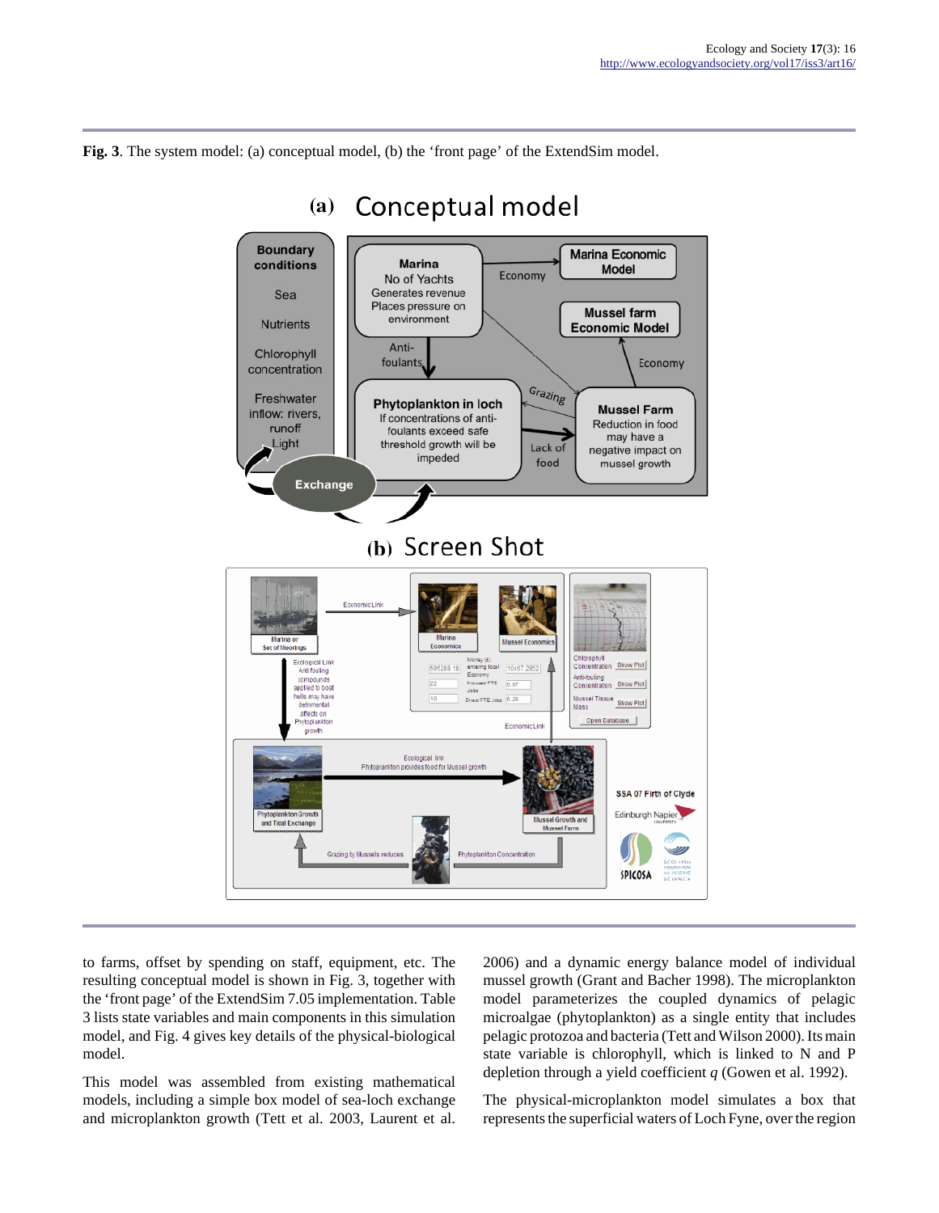**Fig. 3**. The system model: (a) conceptual model, (b) the 'front page' of the ExtendSim model.

to farms, offset by spending on staff, equipment, etc. The resulting conceptual model is shown in Fig. 3, together with the 'front page' of the ExtendSim 7.05 implementation. Table 3 lists state variables and main components in this simulation model, and Fig. 4 gives key details of the physical-biological model.

This model was assembled from existing mathematical models, including a simple box model of sea-loch exchange and microplankton growth (Tett et al. 2003, Laurent et al. 2006) and a dynamic energy balance model of individual mussel growth (Grant and Bacher 1998). The microplankton model parameterizes the coupled dynamics of pelagic microalgae (phytoplankton) as a single entity that includes pelagic protozoa and bacteria (Tett and Wilson 2000). Its main state variable is chlorophyll, which is linked to N and P depletion through a yield coefficient *q* (Gowen et al. 1992).

The physical-microplankton model simulates a box that represents the superficial waters of Loch Fyne, over the region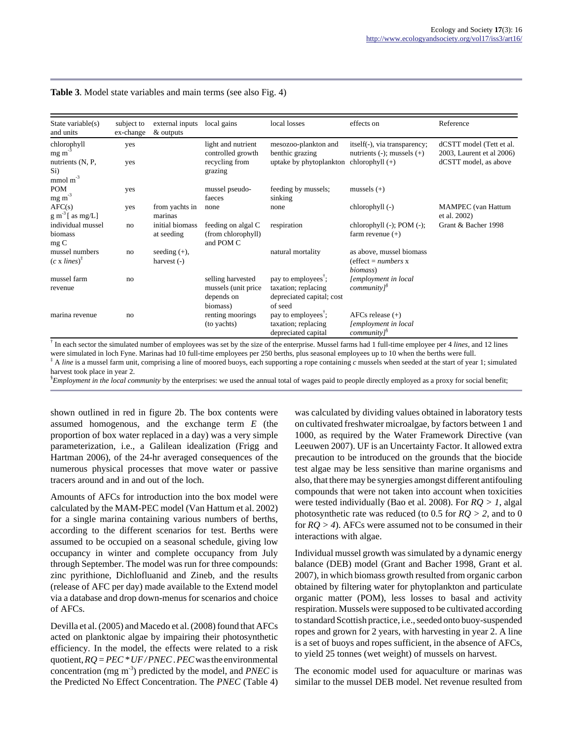**Table 3**. Model state variables and main terms (see also Fig. 4)

| State variable(s) and units | subject to ex-change | external inputs & outputs | local gains | local losses | effects on | Reference |
|---|---|---|---|---|---|---|
| chlorophyll mg m$^{-3}$ | yes | | light and nutrient controlled growth | mesozoo-plankton and benthic grazing | itself(-), via transparency; nutrients (-); mussels (+) | dCSTT model (Tett et al. 2003, Laurent et al 2006) |
| nutrients (N, P, Si) mmol m$^{-3}$ | yes | | recycling from grazing | uptake by phytoplankton | chlorophyll (+) | dCSTT model, as above |
| POM mg m$^{-3}$ | yes | | mussel pseudo-faeces | feeding by mussels; sinking | mussels (+) | |
| AFC(s) g m$^{-3}$ [ as mg/L] | yes | from yachts in marinas | none | none | chlorophyll (-) | MAMPEC (van Hattum et al. 2002) |
| individual mussel biomass mg C | no | initial biomass at seeding | feeding on algal C (from chlorophyll) and POM C | respiration | chlorophyll (-); POM (-); farm revenue (+) | Grant & Bacher 1998 |
| mussel numbers ($c$ x *lines*)[‡] | no | seeding (+), harvest (-) | | natural mortality | as above, mussel biomass (effect = *numbers* x *biomass*) | |
| mussel farm revenue | no | | selling harvested mussels (unit price depends on biomass) | pay to employees[†]; taxation; replacing depreciated capital; cost of seed | *[employment in local community]*[§] | |
| marina revenue | no | | renting moorings (to yachts) | pay to employees[†]; taxation; replacing depreciated capital | AFCs release (+) *[employment in local community]*[§] | |

[†] In each sector the simulated number of employees was set by the size of the enterprise. Mussel farms had 1 full-time employee per 4 *lines*, and 12 lines were simulated in loch Fyne. Marinas had 10 full-time employees per 250 berths, plus seasonal employees up to 10 when the berths were full.
[‡] A *line* is a mussel farm unit, comprising a line of moored buoys, each supporting a rope containing $c$ mussels when seeded at the start of year 1; simulated harvest took place in year 2.
[§] *Employment in the local community* by the enterprises: we used the annual total of wages paid to people directly employed as a proxy for social benefit;

shown outlined in red in figure 2b. The box contents were assumed homogenous, and the exchange term $E$ (the proportion of box water replaced in a day) was a very simple parameterization, i.e., a Galilean idealization (Frigg and Hartman 2006), of the 24-hr averaged consequences of the numerous physical processes that move water or passive tracers around and in and out of the loch.

Amounts of AFCs for introduction into the box model were calculated by the MAM-PEC model (Van Hattum et al. 2002) for a single marina containing various numbers of berths, according to the different scenarios for test. Berths were assumed to be occupied on a seasonal schedule, giving low occupancy in winter and complete occupancy from July through September. The model was run for three compounds: zinc pyrithione, Dichlofluanid and Zineb, and the results (release of AFC per day) made available to the Extend model via a database and drop down-menus for scenarios and choice of AFCs.

Devilla et al. (2005) and Macedo et al. (2008) found that AFCs acted on planktonic algae by impairing their photosynthetic efficiency. In the model, the effects were related to a risk quotient, $RQ = PEC * UF / PNEC$. $PEC$ was the environmental concentration (mg m$^{-3}$) predicted by the model, and $PNEC$ is the Predicted No Effect Concentration. The $PNEC$ (Table 4) was calculated by dividing values obtained in laboratory tests on cultivated freshwater microalgae, by factors between 1 and 1000, as required by the Water Framework Directive (van Leeuwen 2007). UF is an Uncertainty Factor. It allowed extra precaution to be introduced on the grounds that the biocide test algae may be less sensitive than marine organisms and also, that there may be synergies amongst different antifouling compounds that were not taken into account when toxicities were tested individually (Bao et al. 2008). For $RQ > 1$, algal photosynthetic rate was reduced (to 0.5 for $RQ > 2$, and to 0 for $RQ > 4$). AFCs were assumed not to be consumed in their interactions with algae.

Individual mussel growth was simulated by a dynamic energy balance (DEB) model (Grant and Bacher 1998, Grant et al. 2007), in which biomass growth resulted from organic carbon obtained by filtering water for phytoplankton and particulate organic matter (POM), less losses to basal and activity respiration. Mussels were supposed to be cultivated according to standard Scottish practice, i.e., seeded onto buoy-suspended ropes and grown for 2 years, with harvesting in year 2. A line is a set of buoys and ropes sufficient, in the absence of AFCs, to yield 25 tonnes (wet weight) of mussels on harvest.

The economic model used for aquaculture or marinas was similar to the mussel DEB model. Net revenue resulted from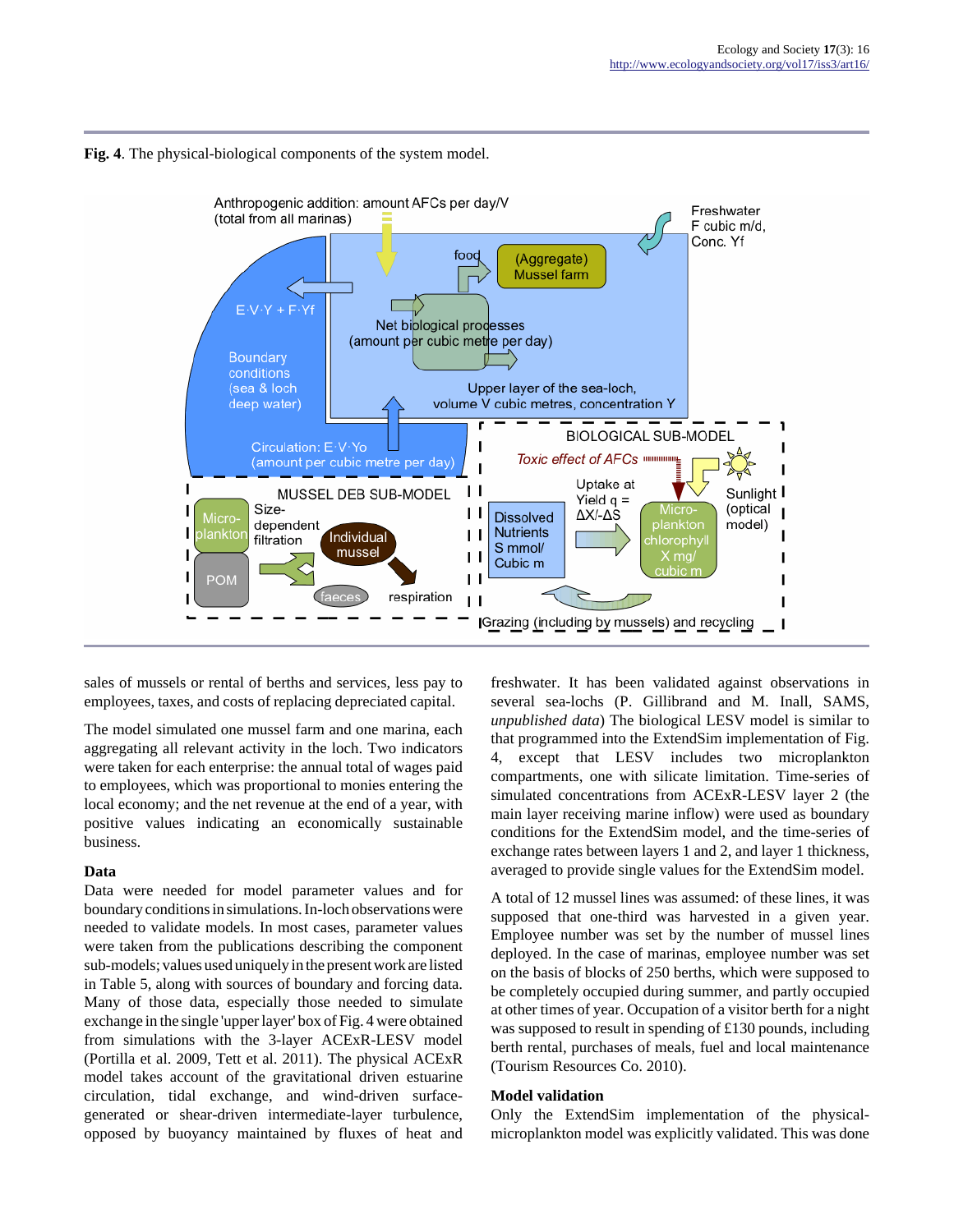**Fig. 4**. The physical-biological components of the system model.

sales of mussels or rental of berths and services, less pay to employees, taxes, and costs of replacing depreciated capital.

The model simulated one mussel farm and one marina, each aggregating all relevant activity in the loch. Two indicators were taken for each enterprise: the annual total of wages paid to employees, which was proportional to monies entering the local economy; and the net revenue at the end of a year, with positive values indicating an economically sustainable business.

### Data

Data were needed for model parameter values and for boundary conditions in simulations. In-loch observations were needed to validate models. In most cases, parameter values were taken from the publications describing the component sub-models; values used uniquely in the present work are listed in Table 5, along with sources of boundary and forcing data. Many of those data, especially those needed to simulate exchange in the single 'upper layer' box of Fig. 4 were obtained from simulations with the 3-layer ACExR-LESV model (Portilla et al. 2009, Tett et al. 2011). The physical ACExR model takes account of the gravitational driven estuarine circulation, tidal exchange, and wind-driven surface-generated or shear-driven intermediate-layer turbulence, opposed by buoyancy maintained by fluxes of heat and freshwater. It has been validated against observations in several sea-lochs (P. Gillibrand and M. Inall, SAMS, *unpublished data*) The biological LESV model is similar to that programmed into the ExtendSim implementation of Fig. 4, except that LESV includes two microplankton compartments, one with silicate limitation. Time-series of simulated concentrations from ACExR-LESV layer 2 (the main layer receiving marine inflow) were used as boundary conditions for the ExtendSim model, and the time-series of exchange rates between layers 1 and 2, and layer 1 thickness, averaged to provide single values for the ExtendSim model.

A total of 12 mussel lines was assumed: of these lines, it was supposed that one-third was harvested in a given year. Employee number was set by the number of mussel lines deployed. In the case of marinas, employee number was set on the basis of 250 berths, which were supposed to be completely occupied during summer, and partly occupied at other times of year. Occupation of a visitor berth for a night was supposed to result in spending of £130 pounds, including berth rental, purchases of meals, fuel and local maintenance (Tourism Resources Co. 2010).

### Model validation

Only the ExtendSim implementation of the physical-microplankton model was explicitly validated. This was done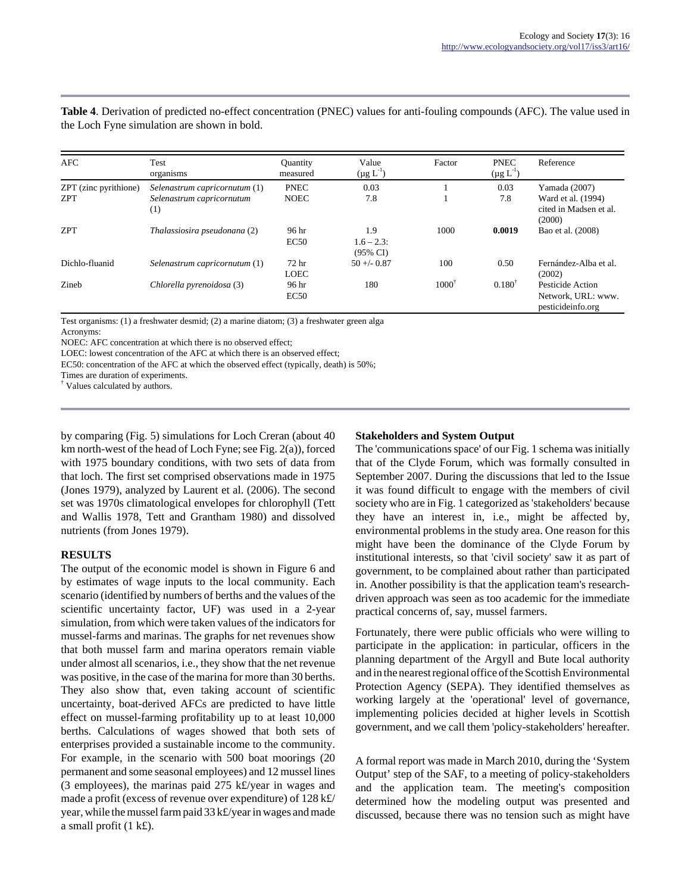**Table 4**. Derivation of predicted no-effect concentration (PNEC) values for anti-fouling compounds (AFC). The value used in the Loch Fyne simulation are shown in bold.

| AFC | Test organisms | Quantity measured | Value ($\mu g\ L^{-1}$) | Factor | PNEC ($\mu g\ L^{-1}$) | Reference |
|---|---|---|---|---|---|---|
| ZPT (zinc pyrithione) | *Selenastrum capricornutum* (1) | PNEC | 0.03 | 1 | 0.03 | Yamada (2007) |
| ZPT | *Selenastrum capricornutum* (1) | NOEC | 7.8 | 1 | 7.8 | Ward et al. (1994) cited in Madsen et al. (2000) |
| ZPT | *Thalassiosira pseudonana* (2) | 96 hr EC50 | 1.9 1.6 – 2.3: (95% CI) | 1000 | **0.0019** | Bao et al. (2008) |
| Dichlo-fluanid | *Selenastrum capricornutum* (1) | 72 hr LOEC | 50 +/- 0.87 | 100 | 0.50 | Fernández-Alba et al. (2002) |
| Zineb | *Chlorella pyrenoidosa* (3) | 96 hr EC50 | 180 | 1000[†] | 0.180[†] | Pesticide Action Network, URL: www.pesticideinfo.org |

Test organisms: (1) a freshwater desmid; (2) a marine diatom; (3) a freshwater green alga
Acronyms:
NOEC: AFC concentration at which there is no observed effect;
LOEC: lowest concentration of the AFC at which there is an observed effect;
EC50: concentration of the AFC at which the observed effect (typically, death) is 50%;
Times are duration of experiments.
[†] Values calculated by authors.

by comparing (Fig. 5) simulations for Loch Creran (about 40 km north-west of the head of Loch Fyne; see Fig. 2(a)), forced with 1975 boundary conditions, with two sets of data from that loch. The first set comprised observations made in 1975 (Jones 1979), analyzed by Laurent et al. (2006). The second set was 1970s climatological envelopes for chlorophyll (Tett and Wallis 1978, Tett and Grantham 1980) and dissolved nutrients (from Jones 1979).

## RESULTS

The output of the economic model is shown in Figure 6 and by estimates of wage inputs to the local community. Each scenario (identified by numbers of berths and the values of the scientific uncertainty factor, UF) was used in a 2-year simulation, from which were taken values of the indicators for mussel-farms and marinas. The graphs for net revenues show that both mussel farm and marina operators remain viable under almost all scenarios, i.e., they show that the net revenue was positive, in the case of the marina for more than 30 berths. They also show that, even taking account of scientific uncertainty, boat-derived AFCs are predicted to have little effect on mussel-farming profitability up to at least 10,000 berths. Calculations of wages showed that both sets of enterprises provided a sustainable income to the community. For example, in the scenario with 500 boat moorings (20 permanent and some seasonal employees) and 12 mussel lines (3 employees), the marinas paid 275 k£/year in wages and made a profit (excess of revenue over expenditure) of 128 k£/year, while the mussel farm paid 33 k£/year in wages and made a small profit (1 k£).

### Stakeholders and System Output

The 'communications space' of our Fig. 1 schema was initially that of the Clyde Forum, which was formally consulted in September 2007. During the discussions that led to the Issue it was found difficult to engage with the members of civil society who are in Fig. 1 categorized as 'stakeholders' because they have an interest in, i.e., might be affected by, environmental problems in the study area. One reason for this might have been the dominance of the Clyde Forum by institutional interests, so that 'civil society' saw it as part of government, to be complained about rather than participated in. Another possibility is that the application team's research-driven approach was seen as too academic for the immediate practical concerns of, say, mussel farmers.

Fortunately, there were public officials who were willing to participate in the application: in particular, officers in the planning department of the Argyll and Bute local authority and in the nearest regional office of the Scottish Environmental Protection Agency (SEPA). They identified themselves as working largely at the 'operational' level of governance, implementing policies decided at higher levels in Scottish government, and we call them 'policy-stakeholders' hereafter.

A formal report was made in March 2010, during the 'System Output' step of the SAF, to a meeting of policy-stakeholders and the application team. The meeting's composition determined how the modeling output was presented and discussed, because there was no tension such as might have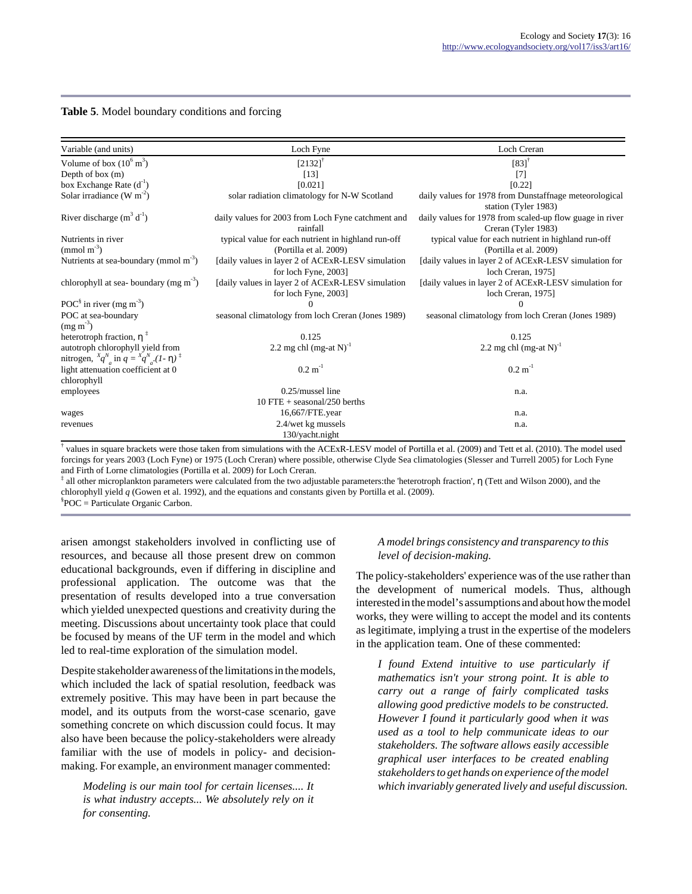**Table 5**. Model boundary conditions and forcing

| Variable (and units) | Loch Fyne | Loch Creran |
|---|---|---|
| Volume of box ($10^6$ $m^3$) | [2132][†] | [83][†] |
| Depth of box (m) | [13] | [7] |
| box Exchange Rate ($d^{-1}$) | [0.021] | [0.22] |
| Solar irradiance (W $m^{-2}$) | solar radiation climatology for N-W Scotland | daily values for 1978 from Dunstaffnage meteorological station (Tyler 1983) |
| River discharge ($m^3$ $d^{-1}$) | daily values for 2003 from Loch Fyne catchment and rainfall | daily values for 1978 from scaled-up flow guage in river Creran (Tyler 1983) |
| Nutrients in river (mmol $m^{-3}$) | typical value for each nutrient in highland run-off (Portilla et al. 2009) | typical value for each nutrient in highland run-off (Portilla et al. 2009) |
| Nutrients at sea-boundary (mmol $m^{-3}$) | [daily values in layer 2 of ACExR-LESV simulation for loch Fyne, 2003] | [daily values in layer 2 of ACExR-LESV simulation for loch Creran, 1975] |
| chlorophyll at sea- boundary (mg $m^{-3}$) | [daily values in layer 2 of ACExR-LESV simulation for loch Fyne, 2003] | [daily values in layer 2 of ACExR-LESV simulation for loch Creran, 1975] |
| POC[§] in river (mg $m^{-3}$) | 0 | 0 |
| POC at sea-boundary (mg $m^{-3}$) | seasonal climatology from loch Creran (Jones 1989) | seasonal climatology from loch Creran (Jones 1989) |
| heterotroph fraction, η [‡] | 0.125 | 0.125 |
| autotroph chlorophyll yield from nitrogen, ${}^{X}q^{N}{}_{a}$ in $q = {}^{X}q^{N}{}_{a}.(1-\eta)$ [‡] | 2.2 mg chl (mg-at N)$^{-1}$ | 2.2 mg chl (mg-at N)$^{-1}$ |
| light attenuation coefficient at 0 chlorophyll | 0.2 $m^{-1}$ | 0.2 $m^{-1}$ |
| employees | 0.25/mussel line<br>10 FTE + seasonal/250 berths | n.a. |
| wages | 16,667/FTE.year | n.a. |
| revenues | 2.4/wet kg mussels<br>130/yacht.night | n.a. |

[†] values in square brackets were those taken from simulations with the ACExR-LESV model of Portilla et al. (2009) and Tett et al. (2010). The model used forcings for years 2003 (Loch Fyne) or 1975 (Loch Creran) where possible, otherwise Clyde Sea climatologies (Slesser and Turrell 2005) for Loch Fyne and Firth of Lorne climatologies (Portilla et al. 2009) for Loch Creran.
[‡] all other microplankton parameters were calculated from the two adjustable parameters:the 'heterotroph fraction', η (Tett and Wilson 2000), and the chlorophyll yield $q$ (Gowen et al. 1992), and the equations and constants given by Portilla et al. (2009).
[§]POC = Particulate Organic Carbon.

arisen amongst stakeholders involved in conflicting use of resources, and because all those present drew on common educational backgrounds, even if differing in discipline and professional application. The outcome was that the presentation of results developed into a true conversation which yielded unexpected questions and creativity during the meeting. Discussions about uncertainty took place that could be focused by means of the UF term in the model and which led to real-time exploration of the simulation model.

Despite stakeholder awareness of the limitations in the models, which included the lack of spatial resolution, feedback was extremely positive. This may have been in part because the model, and its outputs from the worst-case scenario, gave something concrete on which discussion could focus. It may also have been because the policy-stakeholders were already familiar with the use of models in policy- and decision-making. For example, an environment manager commented:

> *Modeling is our main tool for certain licenses.... It is what industry accepts... We absolutely rely on it for consenting.*
>
> *A model brings consistency and transparency to this level of decision-making.*

The policy-stakeholders' experience was of the use rather than the development of numerical models. Thus, although interested in the model's assumptions and about how the model works, they were willing to accept the model and its contents as legitimate, implying a trust in the expertise of the modelers in the application team. One of these commented:

> *I found Extend intuitive to use particularly if mathematics isn't your strong point. It is able to carry out a range of fairly complicated tasks allowing good predictive models to be constructed. However I found it particularly good when it was used as a tool to help communicate ideas to our stakeholders. The software allows easily accessible graphical user interfaces to be created enabling stakeholders to get hands on experience of the model which invariably generated lively and useful discussion.*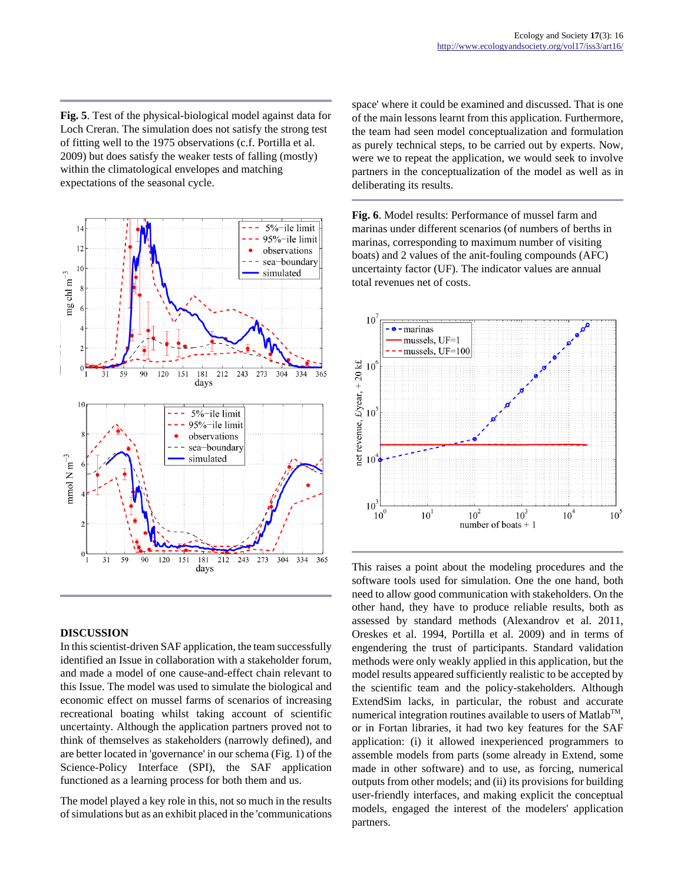**Fig. 5**. Test of the physical-biological model against data for Loch Creran. The simulation does not satisfy the strong test of fitting well to the 1975 observations (c.f. Portilla et al. 2009) but does satisfy the weaker tests of falling (mostly) within the climatological envelopes and matching expectations of the seasonal cycle.

## DISCUSSION

In this scientist-driven SAF application, the team successfully identified an Issue in collaboration with a stakeholder forum, and made a model of one cause-and-effect chain relevant to this Issue. The model was used to simulate the biological and economic effect on mussel farms of scenarios of increasing recreational boating whilst taking account of scientific uncertainty. Although the application partners proved not to think of themselves as stakeholders (narrowly defined), and are better located in 'governance' in our schema (Fig. 1) of the Science-Policy Interface (SPI), the SAF application functioned as a learning process for both them and us.

The model played a key role in this, not so much in the results of simulations but as an exhibit placed in the 'communications space' where it could be examined and discussed. That is one of the main lessons learnt from this application. Furthermore, the team had seen model conceptualization and formulation as purely technical steps, to be carried out by experts. Now, were we to repeat the application, we would seek to involve partners in the conceptualization of the model as well as in deliberating its results.

**Fig. 6**. Model results: Performance of mussel farm and marinas under different scenarios (of numbers of berths in marinas, corresponding to maximum number of visiting boats) and 2 values of the anit-fouling compounds (AFC) uncertainty factor (UF). The indicator values are annual total revenues net of costs.

This raises a point about the modeling procedures and the software tools used for simulation. One the one hand, both need to allow good communication with stakeholders. On the other hand, they have to produce reliable results, both as assessed by standard methods (Alexandrov et al. 2011, Oreskes et al. 1994, Portilla et al. 2009) and in terms of engendering the trust of participants. Standard validation methods were only weakly applied in this application, but the model results appeared sufficiently realistic to be accepted by the scientific team and the policy-stakeholders. Although ExtendSim lacks, in particular, the robust and accurate numerical integration routines available to users of Matlab™, or in Fortan libraries, it had two key features for the SAF application: (i) it allowed inexperienced programmers to assemble models from parts (some already in Extend, some made in other software) and to use, as forcing, numerical outputs from other models; and (ii) its provisions for building user-friendly interfaces, and making explicit the conceptual models, engaged the interest of the modelers' application partners.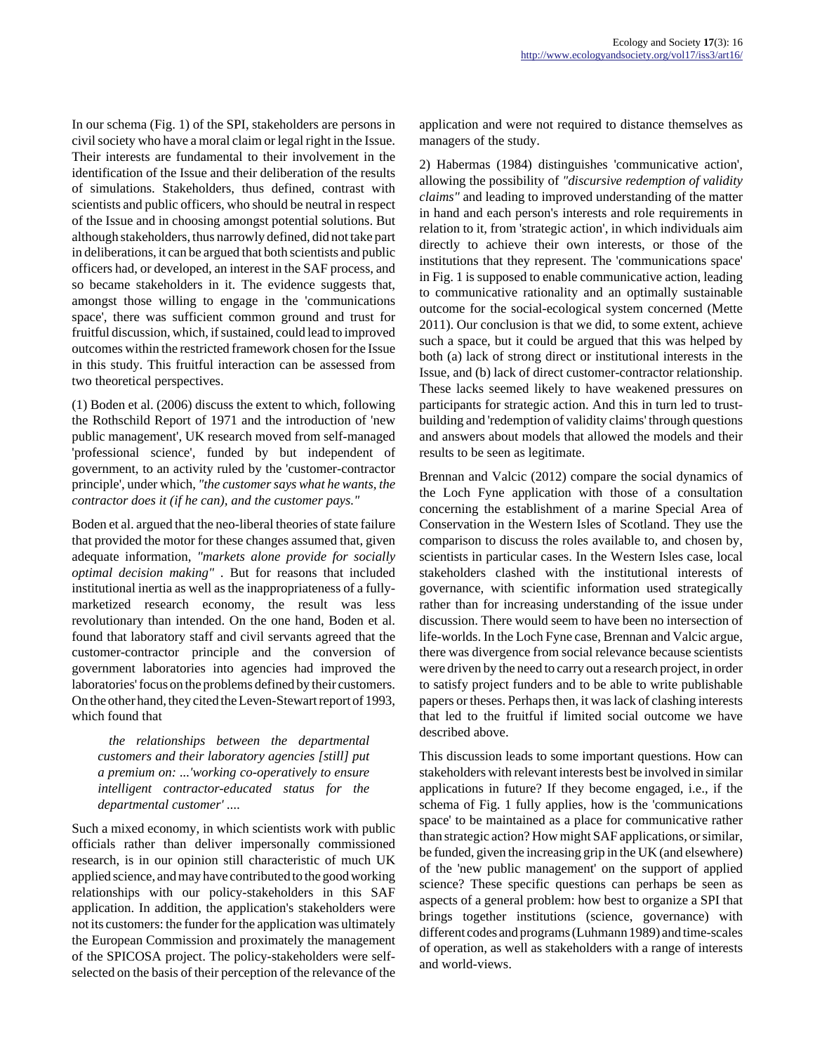In our schema (Fig. 1) of the SPI, stakeholders are persons in civil society who have a moral claim or legal right in the Issue. Their interests are fundamental to their involvement in the identification of the Issue and their deliberation of the results of simulations. Stakeholders, thus defined, contrast with scientists and public officers, who should be neutral in respect of the Issue and in choosing amongst potential solutions. But although stakeholders, thus narrowly defined, did not take part in deliberations, it can be argued that both scientists and public officers had, or developed, an interest in the SAF process, and so became stakeholders in it. The evidence suggests that, amongst those willing to engage in the 'communications space', there was sufficient common ground and trust for fruitful discussion, which, if sustained, could lead to improved outcomes within the restricted framework chosen for the Issue in this study. This fruitful interaction can be assessed from two theoretical perspectives.

(1) Boden et al. (2006) discuss the extent to which, following the Rothschild Report of 1971 and the introduction of 'new public management', UK research moved from self-managed 'professional science', funded by but independent of government, to an activity ruled by the 'customer-contractor principle', under which, *"the customer says what he wants, the contractor does it (if he can), and the customer pays."*

Boden et al. argued that the neo-liberal theories of state failure that provided the motor for these changes assumed that, given adequate information, *"markets alone provide for socially optimal decision making"* . But for reasons that included institutional inertia as well as the inappropriateness of a fully-marketized research economy, the result was less revolutionary than intended. On the one hand, Boden et al. found that laboratory staff and civil servants agreed that the customer-contractor principle and the conversion of government laboratories into agencies had improved the laboratories' focus on the problems defined by their customers. On the other hand, they cited the Leven-Stewart report of 1993, which found that

> *the relationships between the departmental customers and their laboratory agencies [still] put a premium on: ...'working co-operatively to ensure intelligent contractor-educated status for the departmental customer' ....*

Such a mixed economy, in which scientists work with public officials rather than deliver impersonally commissioned research, is in our opinion still characteristic of much UK applied science, and may have contributed to the good working relationships with our policy-stakeholders in this SAF application. In addition, the application's stakeholders were not its customers: the funder for the application was ultimately the European Commission and proximately the management of the SPICOSA project. The policy-stakeholders were self-selected on the basis of their perception of the relevance of the application and were not required to distance themselves as managers of the study.

2) Habermas (1984) distinguishes 'communicative action', allowing the possibility of *"discursive redemption of validity claims"* and leading to improved understanding of the matter in hand and each person's interests and role requirements in relation to it, from 'strategic action', in which individuals aim directly to achieve their own interests, or those of the institutions that they represent. The 'communications space' in Fig. 1 is supposed to enable communicative action, leading to communicative rationality and an optimally sustainable outcome for the social-ecological system concerned (Mette 2011). Our conclusion is that we did, to some extent, achieve such a space, but it could be argued that this was helped by both (a) lack of strong direct or institutional interests in the Issue, and (b) lack of direct customer-contractor relationship. These lacks seemed likely to have weakened pressures on participants for strategic action. And this in turn led to trust-building and 'redemption of validity claims' through questions and answers about models that allowed the models and their results to be seen as legitimate.

Brennan and Valcic (2012) compare the social dynamics of the Loch Fyne application with those of a consultation concerning the establishment of a marine Special Area of Conservation in the Western Isles of Scotland. They use the comparison to discuss the roles available to, and chosen by, scientists in particular cases. In the Western Isles case, local stakeholders clashed with the institutional interests of governance, with scientific information used strategically rather than for increasing understanding of the issue under discussion. There would seem to have been no intersection of life-worlds. In the Loch Fyne case, Brennan and Valcic argue, there was divergence from social relevance because scientists were driven by the need to carry out a research project, in order to satisfy project funders and to be able to write publishable papers or theses. Perhaps then, it was lack of clashing interests that led to the fruitful if limited social outcome we have described above.

This discussion leads to some important questions. How can stakeholders with relevant interests best be involved in similar applications in future? If they become engaged, i.e., if the schema of Fig. 1 fully applies, how is the 'communications space' to be maintained as a place for communicative rather than strategic action? How might SAF applications, or similar, be funded, given the increasing grip in the UK (and elsewhere) of the 'new public management' on the support of applied science? These specific questions can perhaps be seen as aspects of a general problem: how best to organize a SPI that brings together institutions (science, governance) with different codes and programs (Luhmann 1989) and time-scales of operation, as well as stakeholders with a range of interests and world-views.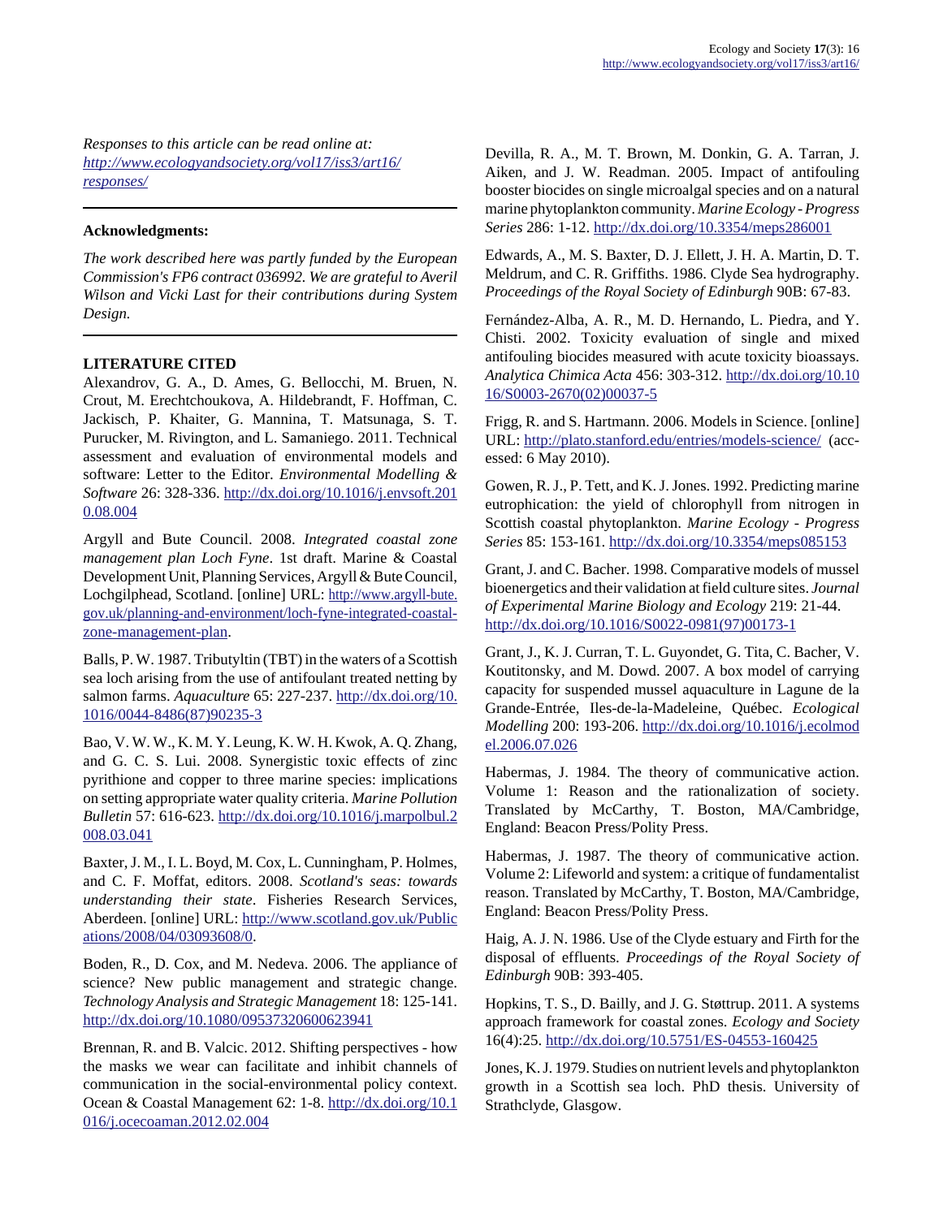*Responses to this article can be read online at:* *http://www.ecologyandsociety.org/vol17/iss3/art16/responses/*

**Acknowledgments:**

*The work described here was partly funded by the European Commission's FP6 contract 036992. We are grateful to Averil Wilson and Vicki Last for their contributions during System Design.*

**LITERATURE CITED**

Alexandrov, G. A., D. Ames, G. Bellocchi, M. Bruen, N. Crout, M. Erechtchoukova, A. Hildebrandt, F. Hoffman, C. Jackisch, P. Khaiter, G. Mannina, T. Matsunaga, S. T. Purucker, M. Rivington, and L. Samaniego. 2011. Technical assessment and evaluation of environmental models and software: Letter to the Editor. *Environmental Modelling & Software* 26: 328-336. http://dx.doi.org/10.1016/j.envsoft.2010.08.004

Argyll and Bute Council. 2008. *Integrated coastal zone management plan Loch Fyne*. 1st draft. Marine & Coastal Development Unit, Planning Services, Argyll & Bute Council, Lochgilphead, Scotland. [online] URL: http://www.argyll-bute.gov.uk/planning-and-environment/loch-fyne-integrated-coastal-zone-management-plan.

Balls, P. W. 1987. Tributyltin (TBT) in the waters of a Scottish sea loch arising from the use of antifoulant treated netting by salmon farms. *Aquaculture* 65: 227-237. http://dx.doi.org/10.1016/0044-8486(87)90235-3

Bao, V. W. W., K. M. Y. Leung, K. W. H. Kwok, A. Q. Zhang, and G. C. S. Lui. 2008. Synergistic toxic effects of zinc pyrithione and copper to three marine species: implications on setting appropriate water quality criteria. *Marine Pollution Bulletin* 57: 616-623. http://dx.doi.org/10.1016/j.marpolbul.2008.03.041

Baxter, J. M., I. L. Boyd, M. Cox, L. Cunningham, P. Holmes, and C. F. Moffat, editors. 2008. *Scotland's seas: towards understanding their state*. Fisheries Research Services, Aberdeen. [online] URL: http://www.scotland.gov.uk/Publications/2008/04/03093608/0.

Boden, R., D. Cox, and M. Nedeva. 2006. The appliance of science? New public management and strategic change. *Technology Analysis and Strategic Management* 18: 125-141. http://dx.doi.org/10.1080/09537320600623941

Brennan, R. and B. Valcic. 2012. Shifting perspectives - how the masks we wear can facilitate and inhibit channels of communication in the social-environmental policy context. Ocean & Coastal Management 62: 1-8. http://dx.doi.org/10.1016/j.ocecoaman.2012.02.004

Devilla, R. A., M. T. Brown, M. Donkin, G. A. Tarran, J. Aiken, and J. W. Readman. 2005. Impact of antifouling booster biocides on single microalgal species and on a natural marine phytoplankton community. *Marine Ecology - Progress Series* 286: 1-12. http://dx.doi.org/10.3354/meps286001

Edwards, A., M. S. Baxter, D. J. Ellett, J. H. A. Martin, D. T. Meldrum, and C. R. Griffiths. 1986. Clyde Sea hydrography. *Proceedings of the Royal Society of Edinburgh* 90B: 67-83.

Fernández-Alba, A. R., M. D. Hernando, L. Piedra, and Y. Chisti. 2002. Toxicity evaluation of single and mixed antifouling biocides measured with acute toxicity bioassays. *Analytica Chimica Acta* 456: 303-312. http://dx.doi.org/10.1016/S0003-2670(02)00037-5

Frigg, R. and S. Hartmann. 2006. Models in Science. [online] URL: http://plato.stanford.edu/entries/models-science/ (accessed: 6 May 2010).

Gowen, R. J., P. Tett, and K. J. Jones. 1992. Predicting marine eutrophication: the yield of chlorophyll from nitrogen in Scottish coastal phytoplankton. *Marine Ecology - Progress Series* 85: 153-161. http://dx.doi.org/10.3354/meps085153

Grant, J. and C. Bacher. 1998. Comparative models of mussel bioenergetics and their validation at field culture sites. *Journal of Experimental Marine Biology and Ecology* 219: 21-44. http://dx.doi.org/10.1016/S0022-0981(97)00173-1

Grant, J., K. J. Curran, T. L. Guyondet, G. Tita, C. Bacher, V. Koutitonsky, and M. Dowd. 2007. A box model of carrying capacity for suspended mussel aquaculture in Lagune de la Grande-Entrée, Iles-de-la-Madeleine, Québec. *Ecological Modelling* 200: 193-206. http://dx.doi.org/10.1016/j.ecolmodel.2006.07.026

Habermas, J. 1984. The theory of communicative action. Volume 1: Reason and the rationalization of society. Translated by McCarthy, T. Boston, MA/Cambridge, England: Beacon Press/Polity Press.

Habermas, J. 1987. The theory of communicative action. Volume 2: Lifeworld and system: a critique of fundamentalist reason. Translated by McCarthy, T. Boston, MA/Cambridge, England: Beacon Press/Polity Press.

Haig, A. J. N. 1986. Use of the Clyde estuary and Firth for the disposal of effluents. *Proceedings of the Royal Society of Edinburgh* 90B: 393-405.

Hopkins, T. S., D. Bailly, and J. G. Støttrup. 2011. A systems approach framework for coastal zones. *Ecology and Society* 16(4):25. http://dx.doi.org/10.5751/ES-04553-160425

Jones, K. J. 1979. Studies on nutrient levels and phytoplankton growth in a Scottish sea loch. PhD thesis. University of Strathclyde, Glasgow.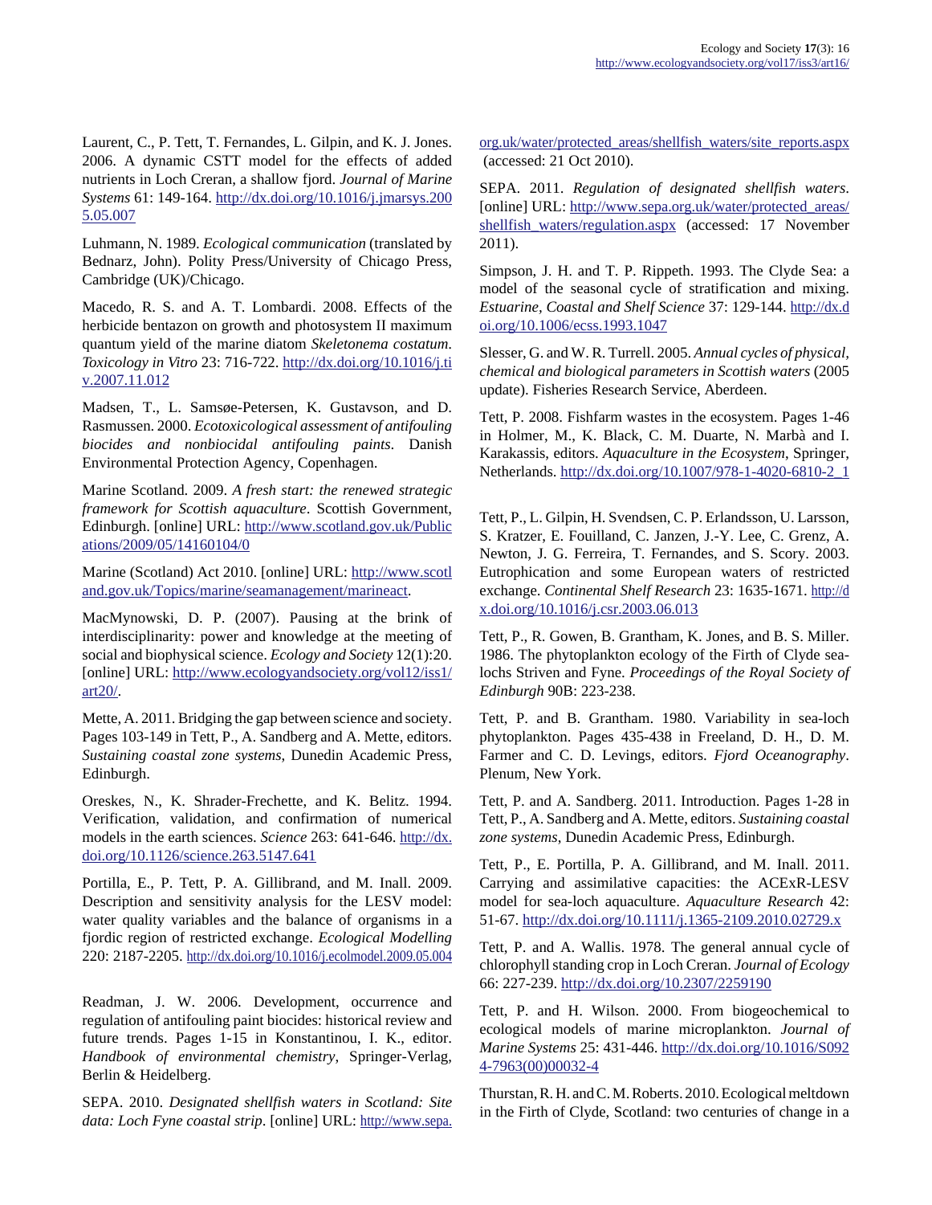Laurent, C., P. Tett, T. Fernandes, L. Gilpin, and K. J. Jones. 2006. A dynamic CSTT model for the effects of added nutrients in Loch Creran, a shallow fjord. *Journal of Marine Systems* 61: 149-164. http://dx.doi.org/10.1016/j.jmarsys.2005.05.007

Luhmann, N. 1989. *Ecological communication* (translated by Bednarz, John). Polity Press/University of Chicago Press, Cambridge (UK)/Chicago.

Macedo, R. S. and A. T. Lombardi. 2008. Effects of the herbicide bentazon on growth and photosystem II maximum quantum yield of the marine diatom *Skeletonema costatum*. *Toxicology in Vitro* 23: 716-722. http://dx.doi.org/10.1016/j.tiv.2007.11.012

Madsen, T., L. Samsøe-Petersen, K. Gustavson, and D. Rasmussen. 2000. *Ecotoxicological assessment of antifouling biocides and nonbiocidal antifouling paints*. Danish Environmental Protection Agency, Copenhagen.

Marine Scotland. 2009. *A fresh start: the renewed strategic framework for Scottish aquaculture*. Scottish Government, Edinburgh. [online] URL: http://www.scotland.gov.uk/Publications/2009/05/14160104/0

Marine (Scotland) Act 2010. [online] URL: http://www.scotland.gov.uk/Topics/marine/seamanagement/marineact.

MacMynowski, D. P. (2007). Pausing at the brink of interdisciplinarity: power and knowledge at the meeting of social and biophysical science. *Ecology and Society* 12(1):20. [online] URL: http://www.ecologyandsociety.org/vol12/iss1/art20/.

Mette, A. 2011. Bridging the gap between science and society. Pages 103-149 in Tett, P., A. Sandberg and A. Mette, editors. *Sustaining coastal zone systems*, Dunedin Academic Press, Edinburgh.

Oreskes, N., K. Shrader-Frechette, and K. Belitz. 1994. Verification, validation, and confirmation of numerical models in the earth sciences. *Science* 263: 641-646. http://dx.doi.org/10.1126/science.263.5147.641

Portilla, E., P. Tett, P. A. Gillibrand, and M. Inall. 2009. Description and sensitivity analysis for the LESV model: water quality variables and the balance of organisms in a fjordic region of restricted exchange. *Ecological Modelling* 220: 2187-2205. http://dx.doi.org/10.1016/j.ecolmodel.2009.05.004

Readman, J. W. 2006. Development, occurrence and regulation of antifouling paint biocides: historical review and future trends. Pages 1-15 in Konstantinou, I. K., editor. *Handbook of environmental chemistry*, Springer-Verlag, Berlin & Heidelberg.

SEPA. 2010. *Designated shellfish waters in Scotland: Site data: Loch Fyne coastal strip*. [online] URL: http://www.sepa.org.uk/water/protected_areas/shellfish_waters/site_reports.aspx (accessed: 21 Oct 2010).

SEPA. 2011. *Regulation of designated shellfish waters*. [online] URL: http://www.sepa.org.uk/water/protected_areas/shellfish_waters/regulation.aspx (accessed: 17 November 2011).

Simpson, J. H. and T. P. Rippeth. 1993. The Clyde Sea: a model of the seasonal cycle of stratification and mixing. *Estuarine, Coastal and Shelf Science* 37: 129-144. http://dx.doi.org/10.1006/ecss.1993.1047

Slesser, G. and W. R. Turrell. 2005. *Annual cycles of physical, chemical and biological parameters in Scottish waters* (2005 update). Fisheries Research Service, Aberdeen.

Tett, P. 2008. Fishfarm wastes in the ecosystem. Pages 1-46 in Holmer, M., K. Black, C. M. Duarte, N. Marbà and I. Karakassis, editors. *Aquaculture in the Ecosystem*, Springer, Netherlands. http://dx.doi.org/10.1007/978-1-4020-6810-2_1

Tett, P., L. Gilpin, H. Svendsen, C. P. Erlandsson, U. Larsson, S. Kratzer, E. Fouilland, C. Janzen, J.-Y. Lee, C. Grenz, A. Newton, J. G. Ferreira, T. Fernandes, and S. Scory. 2003. Eutrophication and some European waters of restricted exchange. *Continental Shelf Research* 23: 1635-1671. http://dx.doi.org/10.1016/j.csr.2003.06.013

Tett, P., R. Gowen, B. Grantham, K. Jones, and B. S. Miller. 1986. The phytoplankton ecology of the Firth of Clyde sea-lochs Striven and Fyne. *Proceedings of the Royal Society of Edinburgh* 90B: 223-238.

Tett, P. and B. Grantham. 1980. Variability in sea-loch phytoplankton. Pages 435-438 in Freeland, D. H., D. M. Farmer and C. D. Levings, editors. *Fjord Oceanography*. Plenum, New York.

Tett, P. and A. Sandberg. 2011. Introduction. Pages 1-28 in Tett, P., A. Sandberg and A. Mette, editors. *Sustaining coastal zone systems*, Dunedin Academic Press, Edinburgh.

Tett, P., E. Portilla, P. A. Gillibrand, and M. Inall. 2011. Carrying and assimilative capacities: the ACExR-LESV model for sea-loch aquaculture. *Aquaculture Research* 42: 51-67. http://dx.doi.org/10.1111/j.1365-2109.2010.02729.x

Tett, P. and A. Wallis. 1978. The general annual cycle of chlorophyll standing crop in Loch Creran. *Journal of Ecology* 66: 227-239. http://dx.doi.org/10.2307/2259190

Tett, P. and H. Wilson. 2000. From biogeochemical to ecological models of marine microplankton. *Journal of Marine Systems* 25: 431-446. http://dx.doi.org/10.1016/S0924-7963(00)00032-4

Thurstan, R. H. and C. M. Roberts. 2010. Ecological meltdown in the Firth of Clyde, Scotland: two centuries of change in a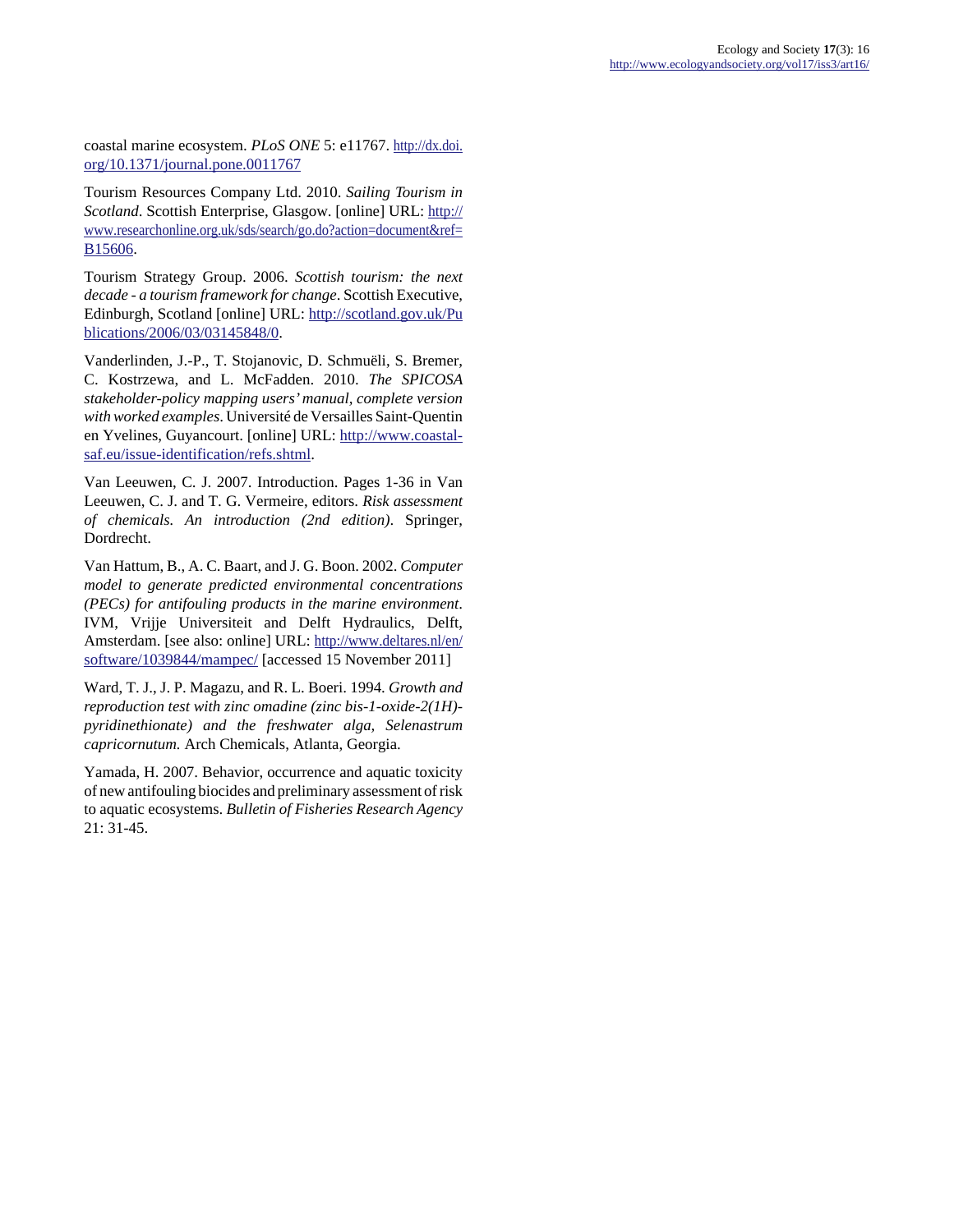coastal marine ecosystem. *PLoS ONE* 5: e11767. http://dx.doi.org/10.1371/journal.pone.0011767

Tourism Resources Company Ltd. 2010. *Sailing Tourism in Scotland*. Scottish Enterprise, Glasgow. [online] URL: http://www.researchonline.org.uk/sds/search/go.do?action=document&ref=B15606.

Tourism Strategy Group. 2006. *Scottish tourism: the next decade - a tourism framework for change*. Scottish Executive, Edinburgh, Scotland [online] URL: http://scotland.gov.uk/Publications/2006/03/03145848/0.

Vanderlinden, J.-P., T. Stojanovic, D. Schmuëli, S. Bremer, C. Kostrzewa, and L. McFadden. 2010. *The SPICOSA stakeholder-policy mapping users' manual, complete version with worked examples*. Université de Versailles Saint-Quentin en Yvelines, Guyancourt. [online] URL: http://www.coastal-saf.eu/issue-identification/refs.shtml.

Van Leeuwen, C. J. 2007. Introduction. Pages 1-36 in Van Leeuwen, C. J. and T. G. Vermeire, editors. *Risk assessment of chemicals. An introduction (2nd edition)*. Springer, Dordrecht.

Van Hattum, B., A. C. Baart, and J. G. Boon. 2002. *Computer model to generate predicted environmental concentrations (PECs) for antifouling products in the marine environment*. IVM, Vrijje Universiteit and Delft Hydraulics, Delft, Amsterdam. [see also: online] URL: http://www.deltares.nl/en/software/1039844/mampec/ [accessed 15 November 2011]

Ward, T. J., J. P. Magazu, and R. L. Boeri. 1994. *Growth and reproduction test with zinc omadine (zinc bis-1-oxide-2(1H)-pyridinethionate) and the freshwater alga, Selenastrum capricornutum.* Arch Chemicals, Atlanta, Georgia.

Yamada, H. 2007. Behavior, occurrence and aquatic toxicity of new antifouling biocides and preliminary assessment of risk to aquatic ecosystems. *Bulletin of Fisheries Research Agency* 21: 31-45.